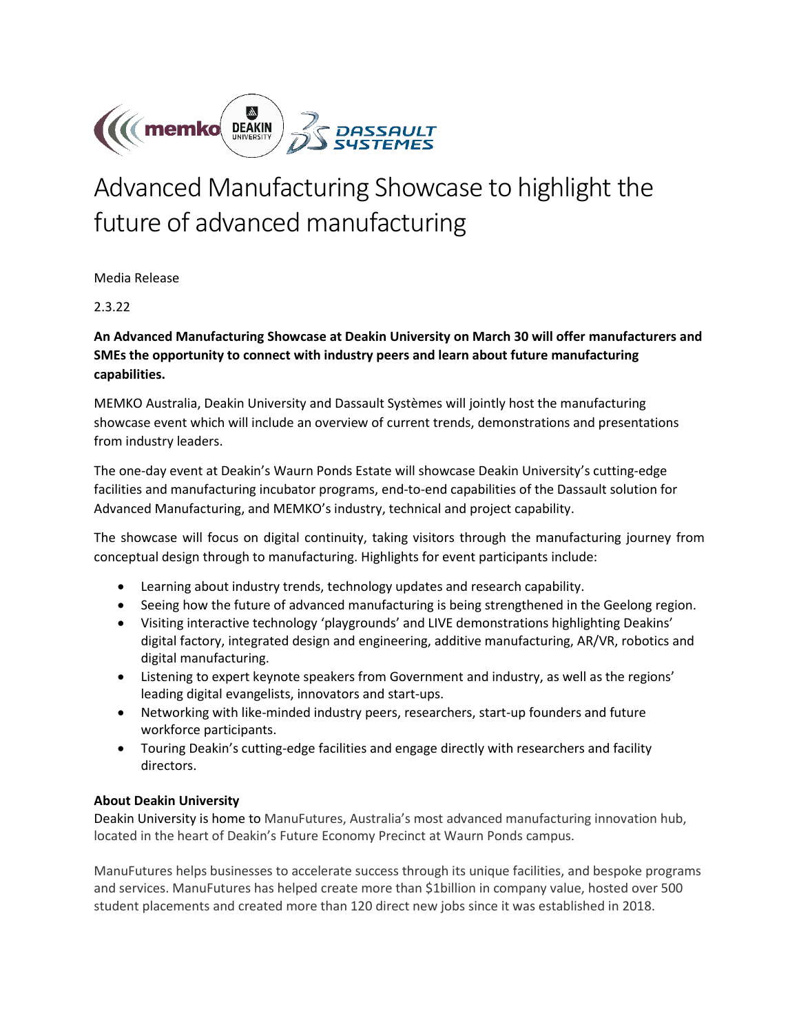# Advanced Manufacturing Showcase to highlight the future of advanced manufacturing

Media Release

2.3.22

**An Advanced Manufacturing Showcase at Deakin University on March 30 will offer manufacturers and SMEs the opportunity to connect with industry peers and learn about future manufacturing capabilities.**

MEMKO Australia, Deakin University and Dassault Systèmes will jointly host the manufacturing showcase event which will include an overview of current trends, demonstrations and presentations from industry leaders.

The one-day event at Deakin's Waurn Ponds Estate will showcase Deakin University's cutting-edge facilities and manufacturing incubator programs, end-to-end capabilities of the Dassault solution for Advanced Manufacturing, and MEMKO's industry, technical and project capability.

The showcase will focus on digital continuity, taking visitors through the manufacturing journey from conceptual design through to manufacturing. Highlights for event participants include:

- Learning about industry trends, technology updates and research capability.
- Seeing how the future of advanced manufacturing is being strengthened in the Geelong region.
- Visiting interactive technology 'playgrounds' and LIVE demonstrations highlighting Deakins' digital factory, integrated design and engineering, additive manufacturing, AR/VR, robotics and digital manufacturing.
- Listening to expert keynote speakers from Government and industry, as well as the regions' leading digital evangelists, innovators and start-ups.
- Networking with like-minded industry peers, researchers, start-up founders and future workforce participants.
- Touring Deakin's cutting-edge facilities and engage directly with researchers and facility directors.

**About Deakin University**

Deakin University is home to ManuFutures, Australia's most advanced manufacturing innovation hub, located in the heart of Deakin's Future Economy Precinct at Waurn Ponds campus.

ManuFutures helps businesses to accelerate success through its unique facilities, and bespoke programs and services. ManuFutures has helped create more than $1billion in company value, hosted over 500 student placements and created more than 120 direct new jobs since it was established in 2018.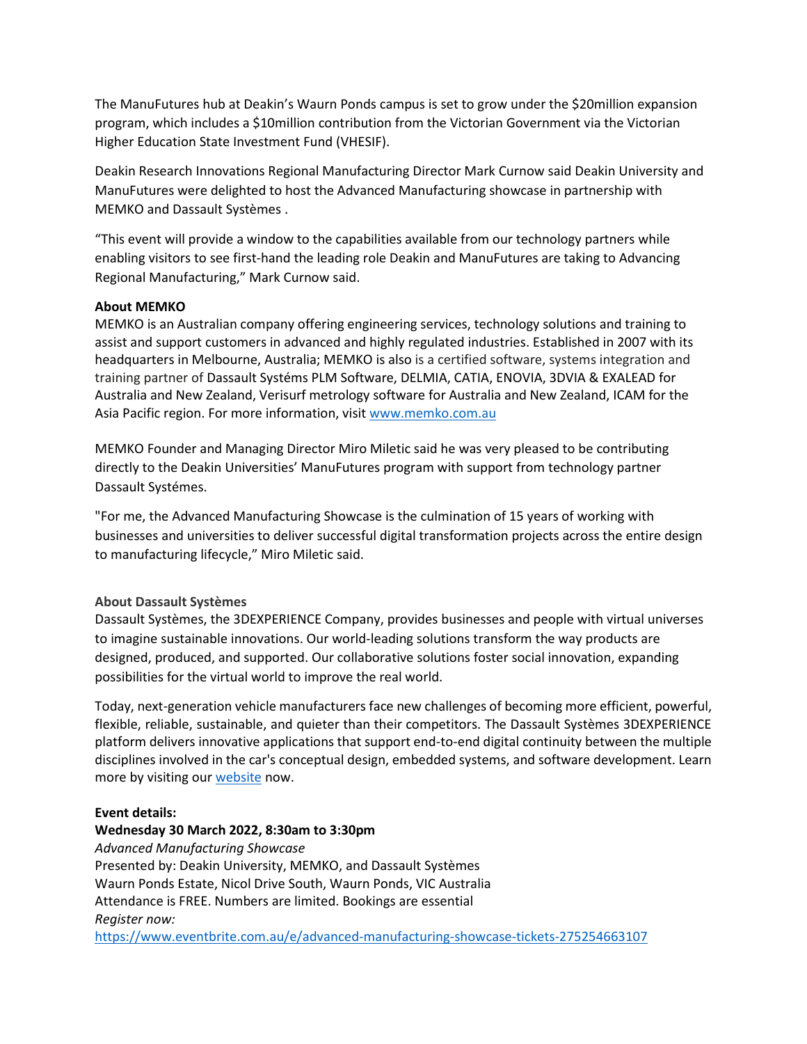The ManuFutures hub at Deakin's Waurn Ponds campus is set to grow under the $20million expansion program, which includes a $10million contribution from the Victorian Government via the Victorian Higher Education State Investment Fund (VHESIF).

Deakin Research Innovations Regional Manufacturing Director Mark Curnow said Deakin University and ManuFutures were delighted to host the Advanced Manufacturing showcase in partnership with MEMKO and Dassault Systèmes .

"This event will provide a window to the capabilities available from our technology partners while enabling visitors to see first-hand the leading role Deakin and ManuFutures are taking to Advancing Regional Manufacturing," Mark Curnow said.

**About MEMKO**

MEMKO is an Australian company offering engineering services, technology solutions and training to assist and support customers in advanced and highly regulated industries. Established in 2007 with its headquarters in Melbourne, Australia; MEMKO is also is a certified software, systems integration and training partner of Dassault Systéms PLM Software, DELMIA, CATIA, ENOVIA, 3DVIA & EXALEAD for Australia and New Zealand, Verisurf metrology software for Australia and New Zealand, ICAM for the Asia Pacific region. For more information, visit [www.memko.com.au](www.memko.com.au)

MEMKO Founder and Managing Director Miro Miletic said he was very pleased to be contributing directly to the Deakin Universities' ManuFutures program with support from technology partner Dassault Systémes.

"For me, the Advanced Manufacturing Showcase is the culmination of 15 years of working with businesses and universities to deliver successful digital transformation projects across the entire design to manufacturing lifecycle," Miro Miletic said.

**About Dassault Systèmes**

Dassault Systèmes, the 3DEXPERIENCE Company, provides businesses and people with virtual universes to imagine sustainable innovations. Our world-leading solutions transform the way products are designed, produced, and supported. Our collaborative solutions foster social innovation, expanding possibilities for the virtual world to improve the real world.

Today, next-generation vehicle manufacturers face new challenges of becoming more efficient, powerful, flexible, reliable, sustainable, and quieter than their competitors. The Dassault Systèmes 3DEXPERIENCE platform delivers innovative applications that support end-to-end digital continuity between the multiple disciplines involved in the car's conceptual design, embedded systems, and software development. Learn more by visiting our website now.

**Event details:**

**Wednesday 30 March 2022, 8:30am to 3:30pm**

*Advanced Manufacturing Showcase*

Presented by: Deakin University, MEMKO, and Dassault Systèmes

Waurn Ponds Estate, Nicol Drive South, Waurn Ponds, VIC Australia

Attendance is FREE. Numbers are limited. Bookings are essential

*Register now:*

https://www.eventbrite.com.au/e/advanced-manufacturing-showcase-tickets-275254663107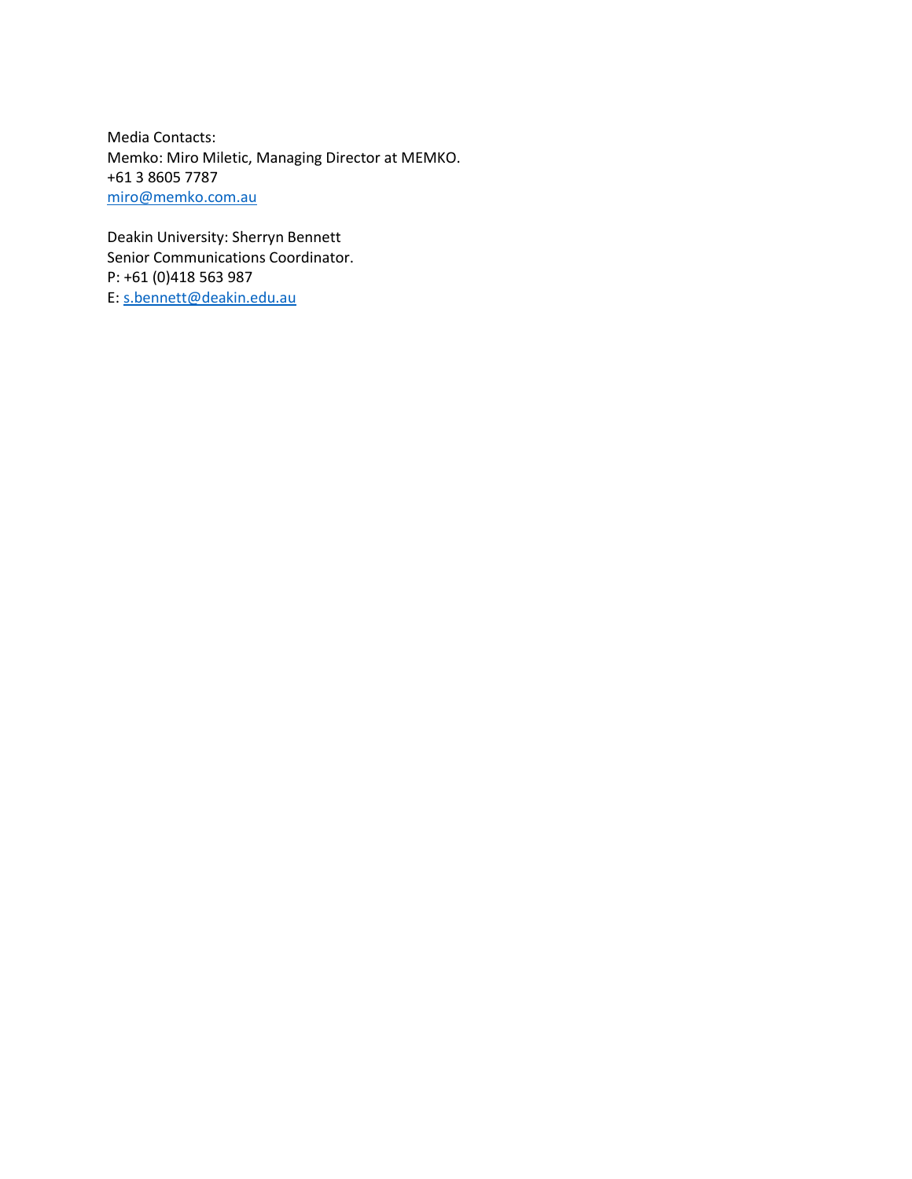Media Contacts:
Memko: Miro Miletic, Managing Director at MEMKO.
+61 3 8605 7787
miro@memko.com.au

Deakin University: Sherryn Bennett
Senior Communications Coordinator.
P: +61 (0)418 563 987
E: s.bennett@deakin.edu.au